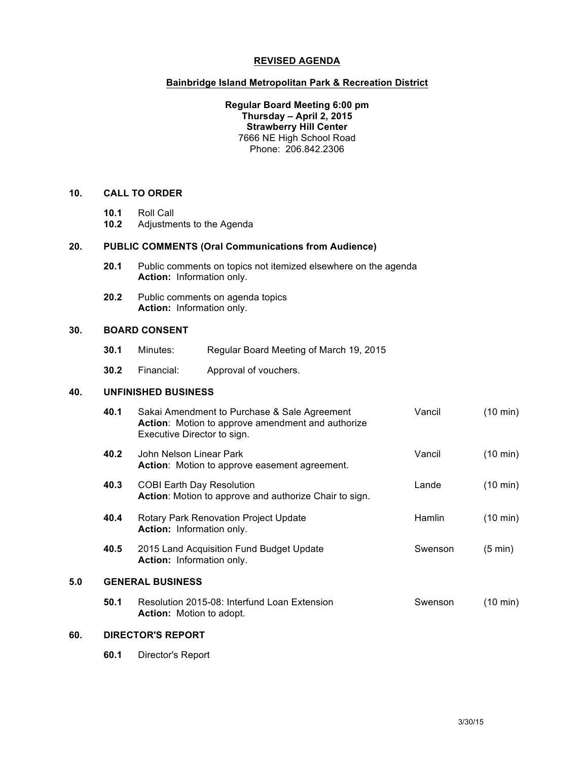# REVISED AGENDA

## Bainbridge Island Metropolitan Park & Recreation District

**Regular Board Meeting 6:00 pm**
**Thursday – April 2, 2015**
**Strawberry Hill Center**
7666 NE High School Road
Phone: 206.842.2306

### 10. CALL TO ORDER

- **10.1** Roll Call
- **10.2** Adjustments to the Agenda

### 20. PUBLIC COMMENTS (Oral Communications from Audience)

- **20.1** Public comments on topics not itemized elsewhere on the agenda
  **Action:** Information only.
- **20.2** Public comments on agenda topics
  **Action:** Information only.

### 30. BOARD CONSENT

- **30.1** Minutes: Regular Board Meeting of March 19, 2015
- **30.2** Financial: Approval of vouchers.

### 40. UNFINISHED BUSINESS

| | Item | Presenter | Time |
|---|---|---|---|
| **40.1** | Sakai Amendment to Purchase & Sale Agreement<br>**Action**: Motion to approve amendment and authorize Executive Director to sign. | Vancil | (10 min) |
| **40.2** | John Nelson Linear Park<br>**Action**: Motion to approve easement agreement. | Vancil | (10 min) |
| **40.3** | COBI Earth Day Resolution<br>**Action**: Motion to approve and authorize Chair to sign. | Lande | (10 min) |
| **40.4** | Rotary Park Renovation Project Update<br>**Action:** Information only. | Hamlin | (10 min) |
| **40.5** | 2015 Land Acquisition Fund Budget Update<br>**Action:** Information only. | Swenson | (5 min) |

### 5.0 GENERAL BUSINESS

| | Item | Presenter | Time |
|---|---|---|---|
| **50.1** | Resolution 2015-08: Interfund Loan Extension<br>**Action:** Motion to adopt. | Swenson | (10 min) |

### 60. DIRECTOR'S REPORT

- **60.1** Director's Report

3/30/15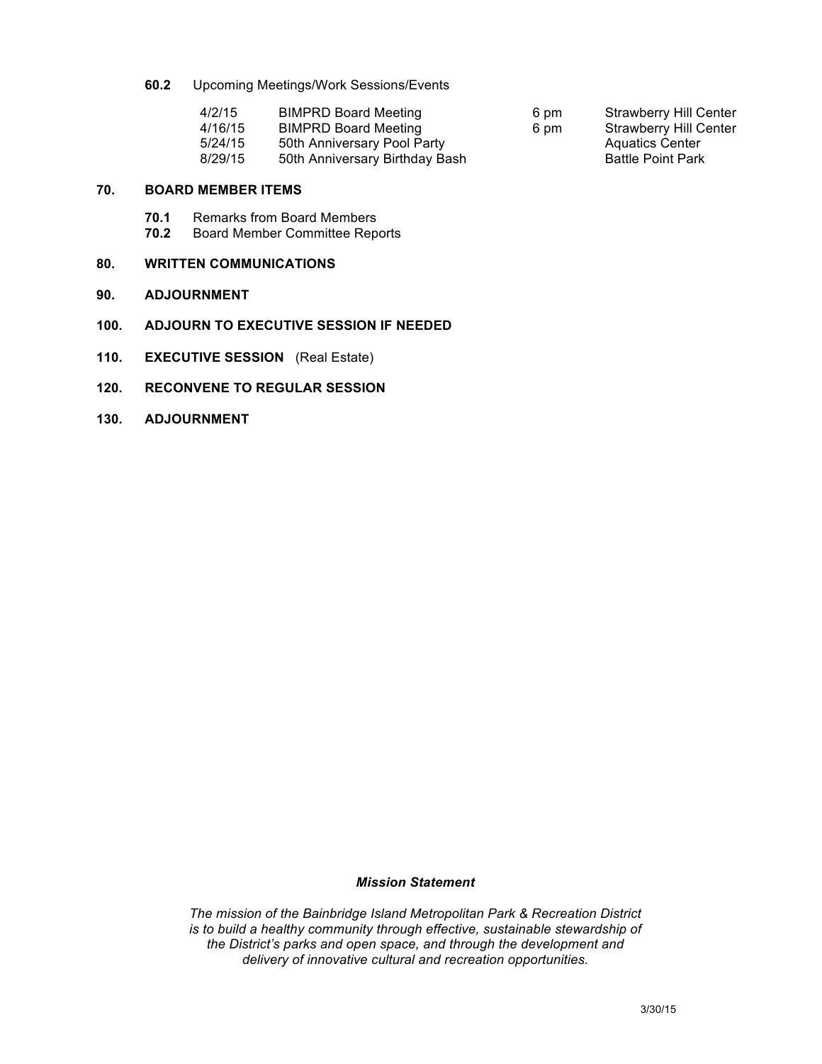**60.2** Upcoming Meetings/Work Sessions/Events

| | | | |
|---|---|---|---|
| 4/2/15 | BIMPRD Board Meeting | 6 pm | Strawberry Hill Center |
| 4/16/15 | BIMPRD Board Meeting | 6 pm | Strawberry Hill Center |
| 5/24/15 | 50th Anniversary Pool Party | | Aquatics Center |
| 8/29/15 | 50th Anniversary Birthday Bash | | Battle Point Park |

**70. BOARD MEMBER ITEMS**

**70.1** Remarks from Board Members
**70.2** Board Member Committee Reports

**80. WRITTEN COMMUNICATIONS**

**90. ADJOURNMENT**

**100. ADJOURN TO EXECUTIVE SESSION IF NEEDED**

**110. EXECUTIVE SESSION** (Real Estate)

**120. RECONVENE TO REGULAR SESSION**

**130. ADJOURNMENT**

***Mission Statement***

*The mission of the Bainbridge Island Metropolitan Park & Recreation District is to build a healthy community through effective, sustainable stewardship of the District's parks and open space, and through the development and delivery of innovative cultural and recreation opportunities.*

3/30/15